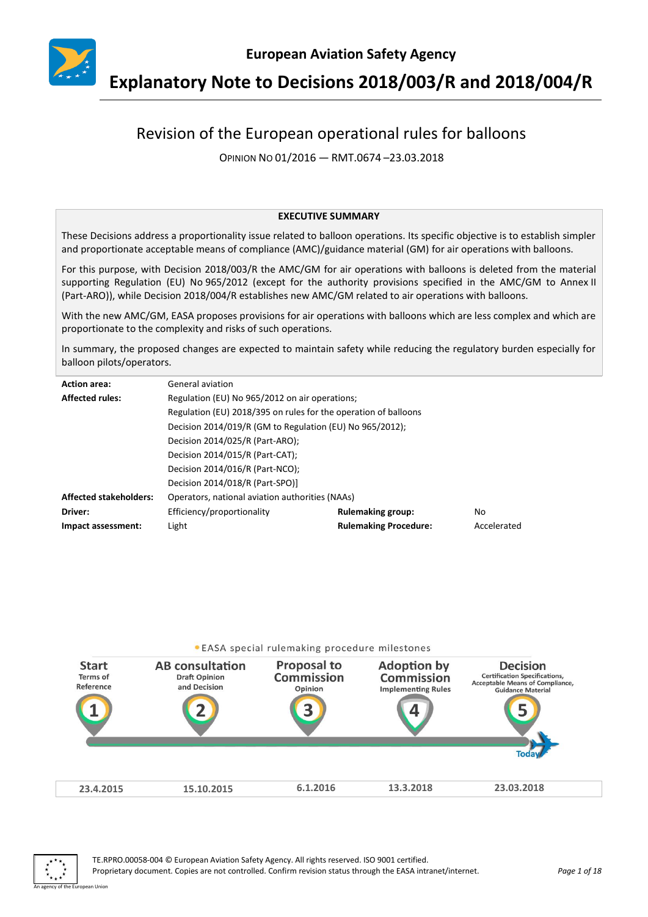European Aviation Safety Agency

# Explanatory Note to Decisions 2018/003/R and 2018/004/R

## Revision of the European operational rules for balloons

OPINION NO 01/2016 — RMT.0674 –23.03.2018

**EXECUTIVE SUMMARY**

These Decisions address a proportionality issue related to balloon operations. Its specific objective is to establish simpler and proportionate acceptable means of compliance (AMC)/guidance material (GM) for air operations with balloons.

For this purpose, with Decision 2018/003/R the AMC/GM for air operations with balloons is deleted from the material supporting Regulation (EU) No 965/2012 (except for the authority provisions specified in the AMC/GM to Annex II (Part-ARO)), while Decision 2018/004/R establishes new AMC/GM related to air operations with balloons.

With the new AMC/GM, EASA proposes provisions for air operations with balloons which are less complex and which are proportionate to the complexity and risks of such operations.

In summary, the proposed changes are expected to maintain safety while reducing the regulatory burden especially for balloon pilots/operators.

| | | | |
|---|---|---|---|
| **Action area:** | General aviation | | |
| **Affected rules:** | Regulation (EU) No 965/2012 on air operations;<br>Regulation (EU) 2018/395 on rules for the operation of balloons<br>Decision 2014/019/R (GM to Regulation (EU) No 965/2012);<br>Decision 2014/025/R (Part-ARO);<br>Decision 2014/015/R (Part-CAT);<br>Decision 2014/016/R (Part-NCO);<br>Decision 2014/018/R (Part-SPO)] | | |
| **Affected stakeholders:** | Operators, national aviation authorities (NAAs) | | |
| **Driver:** | Efficiency/proportionality | **Rulemaking group:** | No |
| **Impact assessment:** | Light | **Rulemaking Procedure:** | Accelerated |

EASA special rulemaking procedure milestones

| Start | AB consultation | Proposal to Commission | Adoption by Commission | Decision |
|---|---|---|---|---|
| Terms of Reference | Draft Opinion and Decision | Opinion | Implementing Rules | Certification Specifications, Acceptable Means of Compliance, Guidance Material |
| 1 | 2 | 3 | 4 | 5 (Today) |
| 23.4.2015 | 15.10.2015 | 6.1.2016 | 13.3.2018 | 23.03.2018 |

TE.RPRO.00058-004 © European Aviation Safety Agency. All rights reserved. ISO 9001 certified.
Proprietary document. Copies are not controlled. Confirm revision status through the EASA intranet/internet.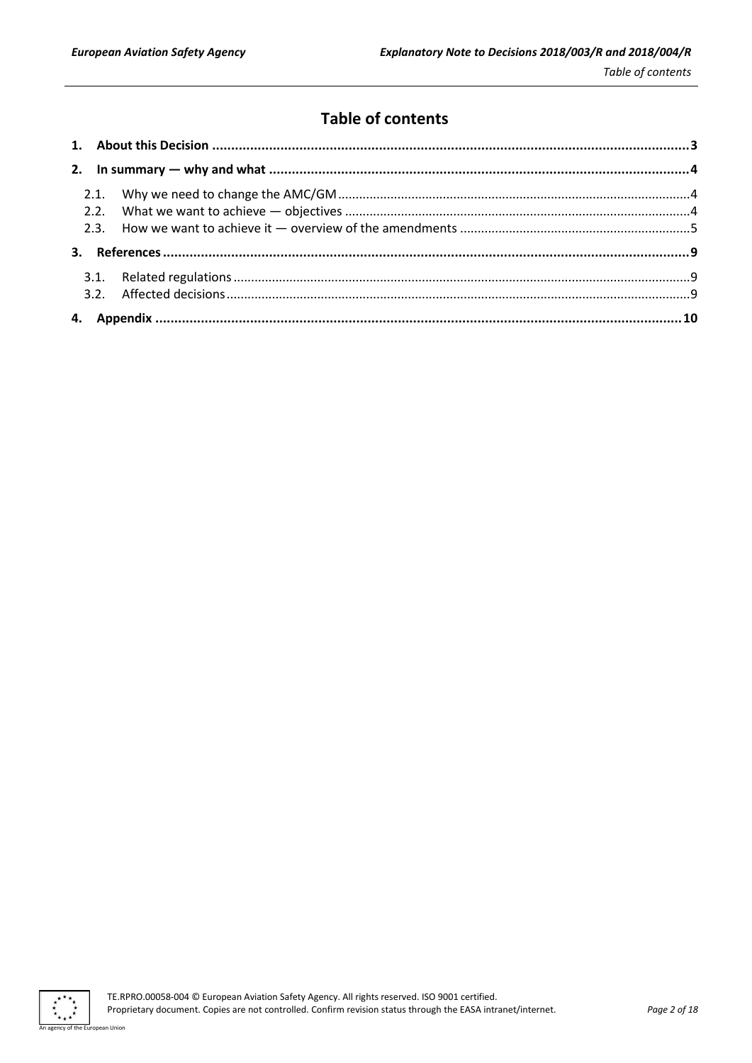# Table of contents

1. **About this Decision** ........ 3
2. **In summary — why and what** ........ 4
   - 2.1. Why we need to change the AMC/GM ........ 4
   - 2.2. What we want to achieve — objectives ........ 4
   - 2.3. How we want to achieve it — overview of the amendments ........ 5
3. **References** ........ 9
   - 3.1. Related regulations ........ 9
   - 3.2. Affected decisions ........ 9
4. **Appendix** ........ 10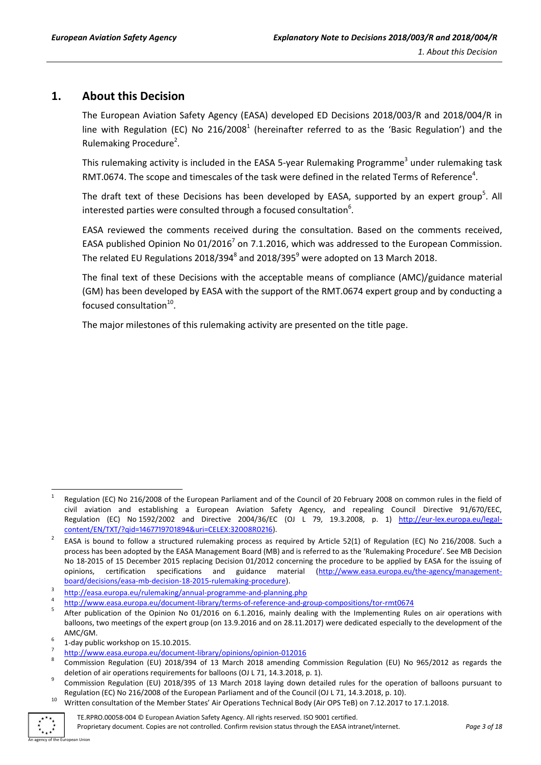## 1. About this Decision

The European Aviation Safety Agency (EASA) developed ED Decisions 2018/003/R and 2018/004/R in line with Regulation (EC) No 216/2008[1] (hereinafter referred to as the 'Basic Regulation') and the Rulemaking Procedure[2].

This rulemaking activity is included in the EASA 5-year Rulemaking Programme[3] under rulemaking task RMT.0674. The scope and timescales of the task were defined in the related Terms of Reference[4].

The draft text of these Decisions has been developed by EASA, supported by an expert group[5]. All interested parties were consulted through a focused consultation[6].

EASA reviewed the comments received during the consultation. Based on the comments received, EASA published Opinion No 01/2016[7] on 7.1.2016, which was addressed to the European Commission. The related EU Regulations 2018/394[8] and 2018/395[9] were adopted on 13 March 2018.

The final text of these Decisions with the acceptable means of compliance (AMC)/guidance material (GM) has been developed by EASA with the support of the RMT.0674 expert group and by conducting a focused consultation[10].

The major milestones of this rulemaking activity are presented on the title page.

---

[1] Regulation (EC) No 216/2008 of the European Parliament and of the Council of 20 February 2008 on common rules in the field of civil aviation and establishing a European Aviation Safety Agency, and repealing Council Directive 91/670/EEC, Regulation (EC) No 1592/2002 and Directive 2004/36/EC (OJ L 79, 19.3.2008, p. 1) http://eur-lex.europa.eu/legal-content/EN/TXT/?qid=1467719701894&uri=CELEX:32008R0216).

[2] EASA is bound to follow a structured rulemaking process as required by Article 52(1) of Regulation (EC) No 216/2008. Such a process has been adopted by the EASA Management Board (MB) and is referred to as the 'Rulemaking Procedure'. See MB Decision No 18-2015 of 15 December 2015 replacing Decision 01/2012 concerning the procedure to be applied by EASA for the issuing of opinions, certification specifications and guidance material (http://www.easa.europa.eu/the-agency/management-board/decisions/easa-mb-decision-18-2015-rulemaking-procedure).

[3] http://easa.europa.eu/rulemaking/annual-programme-and-planning.php

[4] http://www.easa.europa.eu/document-library/terms-of-reference-and-group-compositions/tor-rmt0674

[5] After publication of the Opinion No 01/2016 on 6.1.2016, mainly dealing with the Implementing Rules on air operations with balloons, two meetings of the expert group (on 13.9.2016 and on 28.11.2017) were dedicated especially to the development of the AMC/GM.

[6] 1-day public workshop on 15.10.2015.

[7] http://www.easa.europa.eu/document-library/opinions/opinion-012016

[8] Commission Regulation (EU) 2018/394 of 13 March 2018 amending Commission Regulation (EU) No 965/2012 as regards the deletion of air operations requirements for balloons (OJ L 71, 14.3.2018, p. 1).

[9] Commission Regulation (EU) 2018/395 of 13 March 2018 laying down detailed rules for the operation of balloons pursuant to Regulation (EC) No 216/2008 of the European Parliament and of the Council (OJ L 71, 14.3.2018, p. 10).

[10] Written consultation of the Member States' Air Operations Technical Body (Air OPS TeB) on 7.12.2017 to 17.1.2018.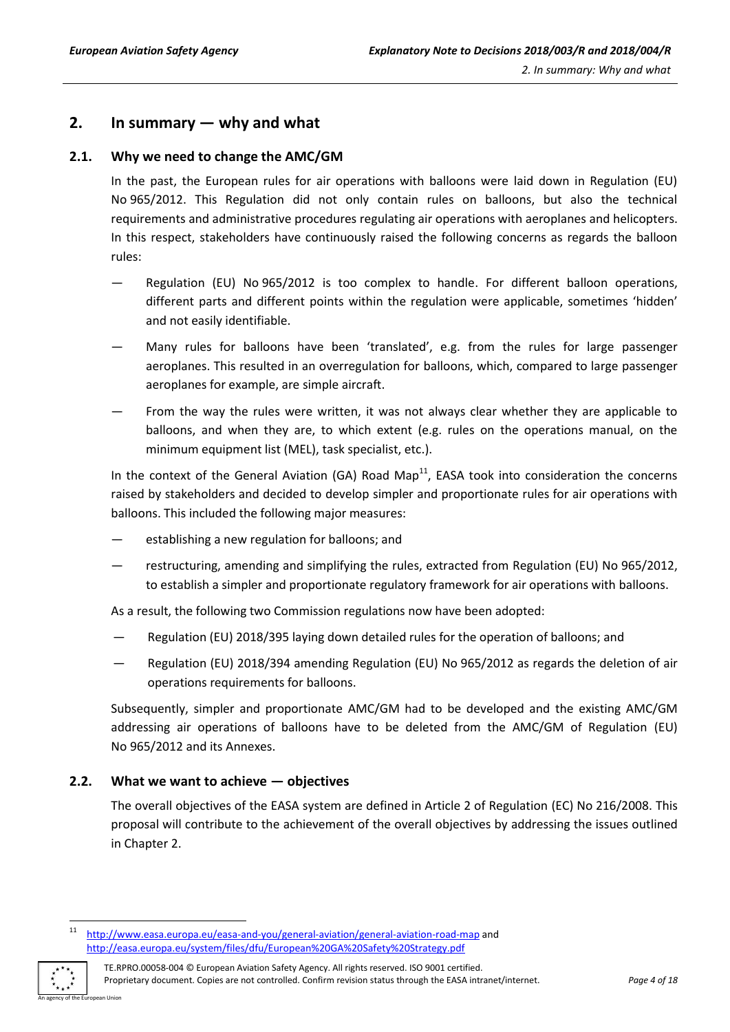## 2. In summary — why and what

### 2.1. Why we need to change the AMC/GM

In the past, the European rules for air operations with balloons were laid down in Regulation (EU) No 965/2012. This Regulation did not only contain rules on balloons, but also the technical requirements and administrative procedures regulating air operations with aeroplanes and helicopters. In this respect, stakeholders have continuously raised the following concerns as regards the balloon rules:

— Regulation (EU) No 965/2012 is too complex to handle. For different balloon operations, different parts and different points within the regulation were applicable, sometimes 'hidden' and not easily identifiable.

— Many rules for balloons have been 'translated', e.g. from the rules for large passenger aeroplanes. This resulted in an overregulation for balloons, which, compared to large passenger aeroplanes for example, are simple aircraft.

— From the way the rules were written, it was not always clear whether they are applicable to balloons, and when they are, to which extent (e.g. rules on the operations manual, on the minimum equipment list (MEL), task specialist, etc.).

In the context of the General Aviation (GA) Road Map[11], EASA took into consideration the concerns raised by stakeholders and decided to develop simpler and proportionate rules for air operations with balloons. This included the following major measures:

— establishing a new regulation for balloons; and

— restructuring, amending and simplifying the rules, extracted from Regulation (EU) No 965/2012, to establish a simpler and proportionate regulatory framework for air operations with balloons.

As a result, the following two Commission regulations now have been adopted:

— Regulation (EU) 2018/395 laying down detailed rules for the operation of balloons; and

— Regulation (EU) 2018/394 amending Regulation (EU) No 965/2012 as regards the deletion of air operations requirements for balloons.

Subsequently, simpler and proportionate AMC/GM had to be developed and the existing AMC/GM addressing air operations of balloons have to be deleted from the AMC/GM of Regulation (EU) No 965/2012 and its Annexes.

### 2.2. What we want to achieve — objectives

The overall objectives of the EASA system are defined in Article 2 of Regulation (EC) No 216/2008. This proposal will contribute to the achievement of the overall objectives by addressing the issues outlined in Chapter 2.

[11] http://www.easa.europa.eu/easa-and-you/general-aviation/general-aviation-road-map and http://easa.europa.eu/system/files/dfu/European%20GA%20Safety%20Strategy.pdf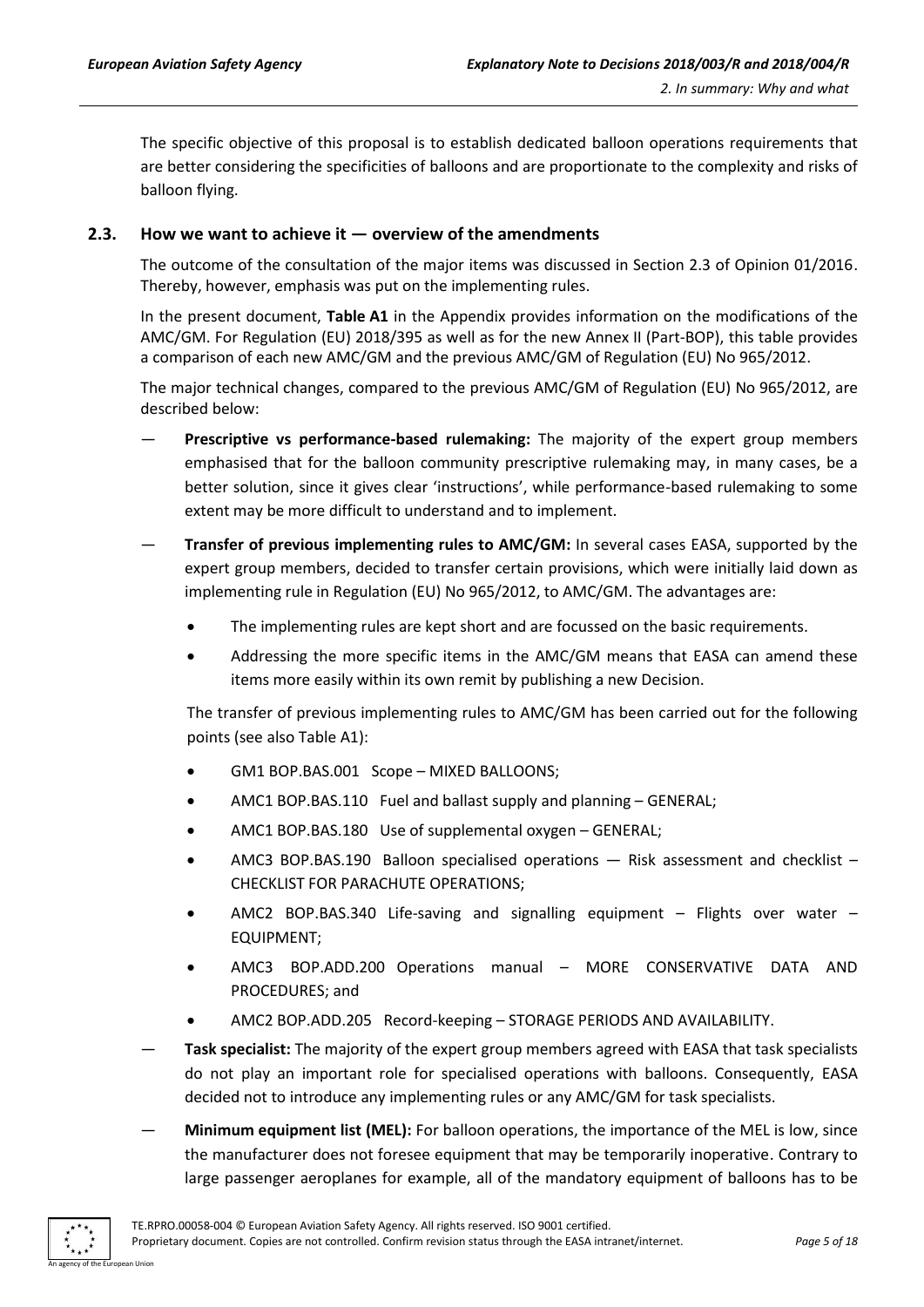The specific objective of this proposal is to establish dedicated balloon operations requirements that are better considering the specificities of balloons and are proportionate to the complexity and risks of balloon flying.

### 2.3. How we want to achieve it — overview of the amendments

The outcome of the consultation of the major items was discussed in Section 2.3 of Opinion 01/2016. Thereby, however, emphasis was put on the implementing rules.

In the present document, **Table A1** in the Appendix provides information on the modifications of the AMC/GM. For Regulation (EU) 2018/395 as well as for the new Annex II (Part-BOP), this table provides a comparison of each new AMC/GM and the previous AMC/GM of Regulation (EU) No 965/2012.

The major technical changes, compared to the previous AMC/GM of Regulation (EU) No 965/2012, are described below:

— **Prescriptive vs performance-based rulemaking:** The majority of the expert group members emphasised that for the balloon community prescriptive rulemaking may, in many cases, be a better solution, since it gives clear 'instructions', while performance-based rulemaking to some extent may be more difficult to understand and to implement.

— **Transfer of previous implementing rules to AMC/GM:** In several cases EASA, supported by the expert group members, decided to transfer certain provisions, which were initially laid down as implementing rule in Regulation (EU) No 965/2012, to AMC/GM. The advantages are:

- The implementing rules are kept short and are focussed on the basic requirements.
- Addressing the more specific items in the AMC/GM means that EASA can amend these items more easily within its own remit by publishing a new Decision.

The transfer of previous implementing rules to AMC/GM has been carried out for the following points (see also Table A1):

- GM1 BOP.BAS.001 Scope – MIXED BALLOONS;
- AMC1 BOP.BAS.110 Fuel and ballast supply and planning – GENERAL;
- AMC1 BOP.BAS.180 Use of supplemental oxygen – GENERAL;
- AMC3 BOP.BAS.190 Balloon specialised operations — Risk assessment and checklist – CHECKLIST FOR PARACHUTE OPERATIONS;
- AMC2 BOP.BAS.340 Life-saving and signalling equipment – Flights over water – EQUIPMENT;
- AMC3 BOP.ADD.200 Operations manual – MORE CONSERVATIVE DATA AND PROCEDURES; and
- AMC2 BOP.ADD.205 Record-keeping – STORAGE PERIODS AND AVAILABILITY.

— **Task specialist:** The majority of the expert group members agreed with EASA that task specialists do not play an important role for specialised operations with balloons. Consequently, EASA decided not to introduce any implementing rules or any AMC/GM for task specialists.

— **Minimum equipment list (MEL):** For balloon operations, the importance of the MEL is low, since the manufacturer does not foresee equipment that may be temporarily inoperative. Contrary to large passenger aeroplanes for example, all of the mandatory equipment of balloons has to be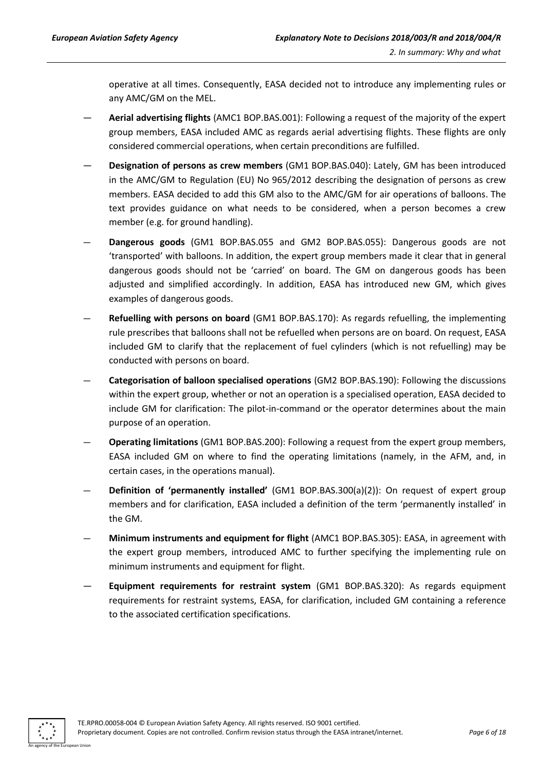operative at all times. Consequently, EASA decided not to introduce any implementing rules or any AMC/GM on the MEL.

- **Aerial advertising flights** (AMC1 BOP.BAS.001): Following a request of the majority of the expert group members, EASA included AMC as regards aerial advertising flights. These flights are only considered commercial operations, when certain preconditions are fulfilled.
- **Designation of persons as crew members** (GM1 BOP.BAS.040): Lately, GM has been introduced in the AMC/GM to Regulation (EU) No 965/2012 describing the designation of persons as crew members. EASA decided to add this GM also to the AMC/GM for air operations of balloons. The text provides guidance on what needs to be considered, when a person becomes a crew member (e.g. for ground handling).
- **Dangerous goods** (GM1 BOP.BAS.055 and GM2 BOP.BAS.055): Dangerous goods are not 'transported' with balloons. In addition, the expert group members made it clear that in general dangerous goods should not be 'carried' on board. The GM on dangerous goods has been adjusted and simplified accordingly. In addition, EASA has introduced new GM, which gives examples of dangerous goods.
- **Refuelling with persons on board** (GM1 BOP.BAS.170): As regards refuelling, the implementing rule prescribes that balloons shall not be refuelled when persons are on board. On request, EASA included GM to clarify that the replacement of fuel cylinders (which is not refuelling) may be conducted with persons on board.
- **Categorisation of balloon specialised operations** (GM2 BOP.BAS.190): Following the discussions within the expert group, whether or not an operation is a specialised operation, EASA decided to include GM for clarification: The pilot-in-command or the operator determines about the main purpose of an operation.
- **Operating limitations** (GM1 BOP.BAS.200): Following a request from the expert group members, EASA included GM on where to find the operating limitations (namely, in the AFM, and, in certain cases, in the operations manual).
- **Definition of 'permanently installed'** (GM1 BOP.BAS.300(a)(2)): On request of expert group members and for clarification, EASA included a definition of the term 'permanently installed' in the GM.
- **Minimum instruments and equipment for flight** (AMC1 BOP.BAS.305): EASA, in agreement with the expert group members, introduced AMC to further specifying the implementing rule on minimum instruments and equipment for flight.
- **Equipment requirements for restraint system** (GM1 BOP.BAS.320): As regards equipment requirements for restraint systems, EASA, for clarification, included GM containing a reference to the associated certification specifications.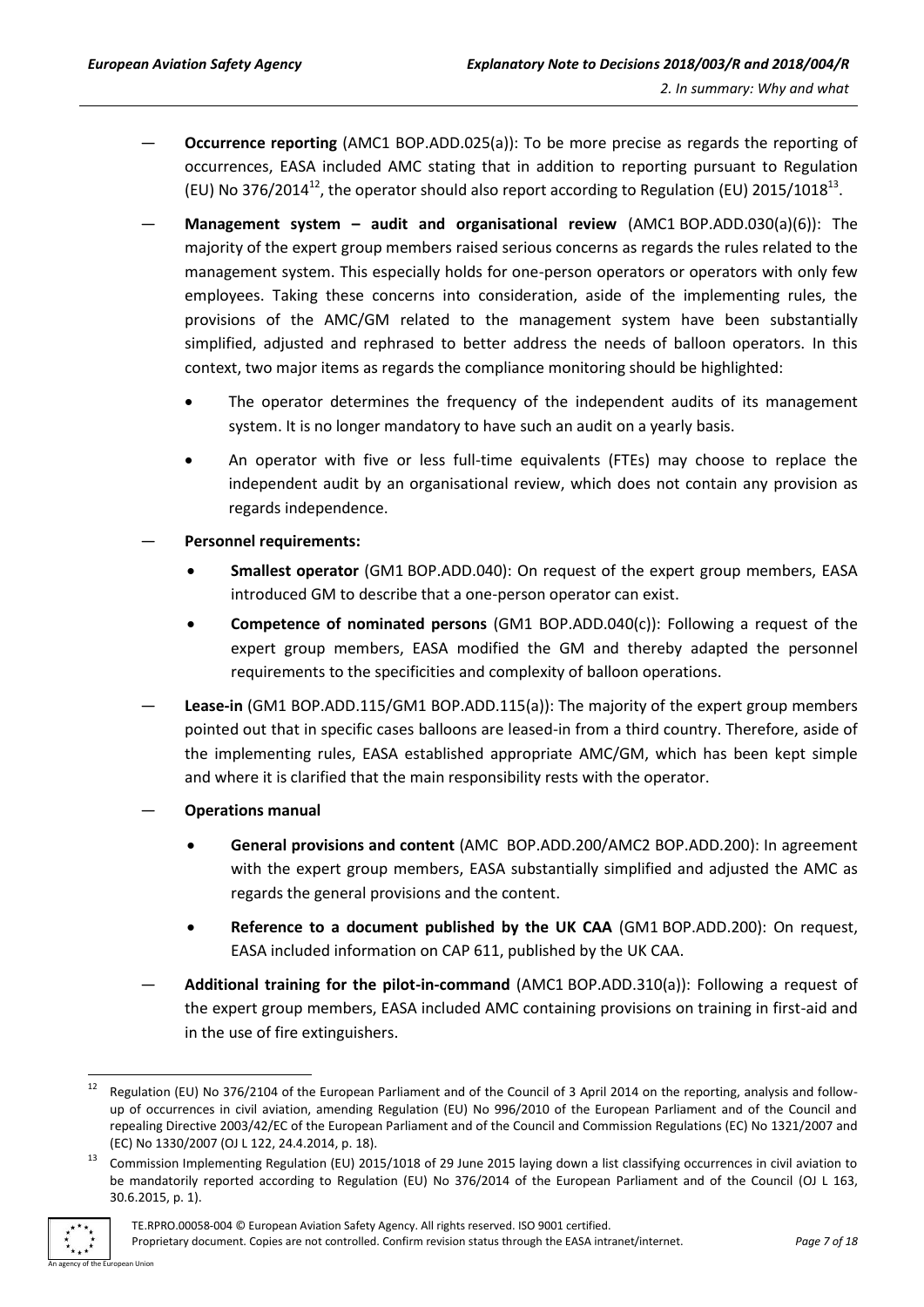— **Occurrence reporting** (AMC1 BOP.ADD.025(a)): To be more precise as regards the reporting of occurrences, EASA included AMC stating that in addition to reporting pursuant to Regulation (EU) No 376/2014[12], the operator should also report according to Regulation (EU) 2015/1018[13].

— **Management system – audit and organisational review** (AMC1 BOP.ADD.030(a)(6)): The majority of the expert group members raised serious concerns as regards the rules related to the management system. This especially holds for one-person operators or operators with only few employees. Taking these concerns into consideration, aside of the implementing rules, the provisions of the AMC/GM related to the management system have been substantially simplified, adjusted and rephrased to better address the needs of balloon operators. In this context, two major items as regards the compliance monitoring should be highlighted:

- The operator determines the frequency of the independent audits of its management system. It is no longer mandatory to have such an audit on a yearly basis.
- An operator with five or less full-time equivalents (FTEs) may choose to replace the independent audit by an organisational review, which does not contain any provision as regards independence.

— **Personnel requirements:**

- **Smallest operator** (GM1 BOP.ADD.040): On request of the expert group members, EASA introduced GM to describe that a one-person operator can exist.
- **Competence of nominated persons** (GM1 BOP.ADD.040(c)): Following a request of the expert group members, EASA modified the GM and thereby adapted the personnel requirements to the specificities and complexity of balloon operations.

— **Lease-in** (GM1 BOP.ADD.115/GM1 BOP.ADD.115(a)): The majority of the expert group members pointed out that in specific cases balloons are leased-in from a third country. Therefore, aside of the implementing rules, EASA established appropriate AMC/GM, which has been kept simple and where it is clarified that the main responsibility rests with the operator.

— **Operations manual**

- **General provisions and content** (AMC BOP.ADD.200/AMC2 BOP.ADD.200): In agreement with the expert group members, EASA substantially simplified and adjusted the AMC as regards the general provisions and the content.
- **Reference to a document published by the UK CAA** (GM1 BOP.ADD.200): On request, EASA included information on CAP 611, published by the UK CAA.

— **Additional training for the pilot-in-command** (AMC1 BOP.ADD.310(a)): Following a request of the expert group members, EASA included AMC containing provisions on training in first-aid and in the use of fire extinguishers.

---

[12] Regulation (EU) No 376/2104 of the European Parliament and of the Council of 3 April 2014 on the reporting, analysis and follow-up of occurrences in civil aviation, amending Regulation (EU) No 996/2010 of the European Parliament and of the Council and repealing Directive 2003/42/EC of the European Parliament and of the Council and Commission Regulations (EC) No 1321/2007 and (EC) No 1330/2007 (OJ L 122, 24.4.2014, p. 18).

[13] Commission Implementing Regulation (EU) 2015/1018 of 29 June 2015 laying down a list classifying occurrences in civil aviation to be mandatorily reported according to Regulation (EU) No 376/2014 of the European Parliament and of the Council (OJ L 163, 30.6.2015, p. 1).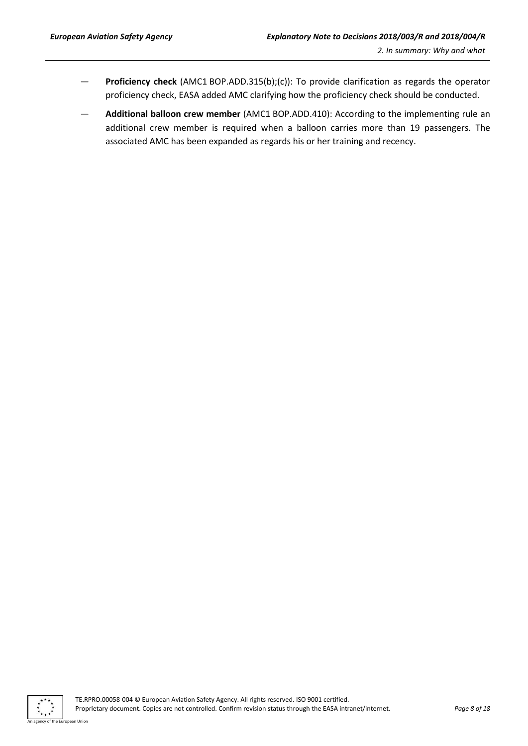— **Proficiency check** (AMC1 BOP.ADD.315(b);(c)): To provide clarification as regards the operator proficiency check, EASA added AMC clarifying how the proficiency check should be conducted.

— **Additional balloon crew member** (AMC1 BOP.ADD.410): According to the implementing rule an additional crew member is required when a balloon carries more than 19 passengers. The associated AMC has been expanded as regards his or her training and recency.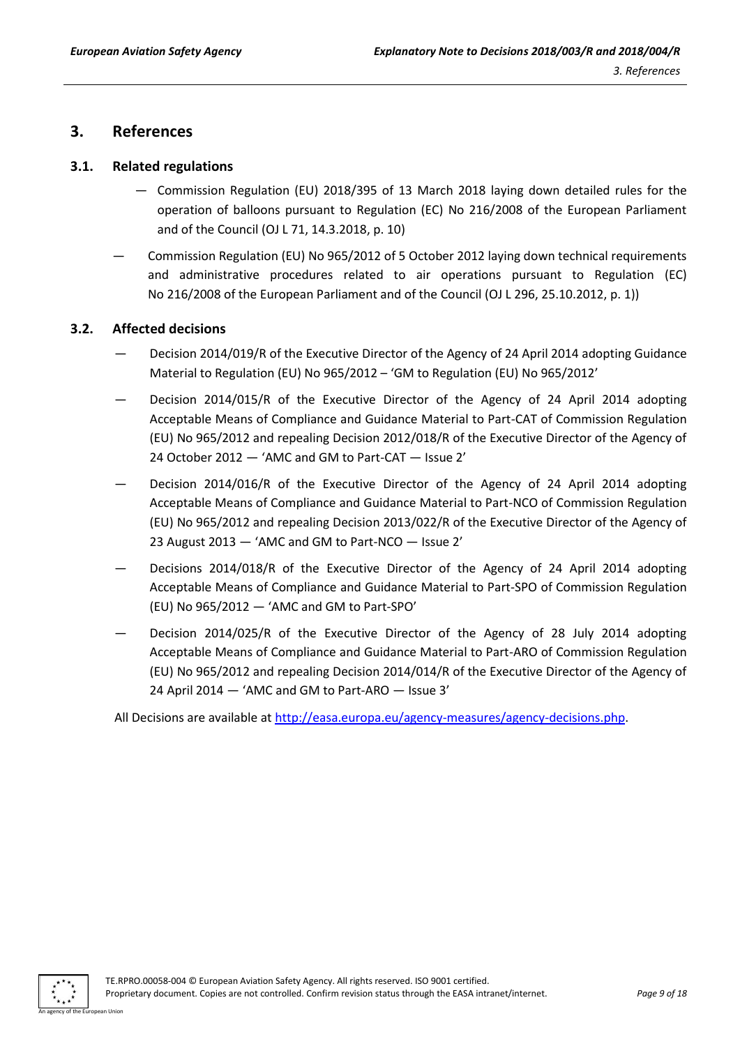# 3. References

## 3.1. Related regulations

- Commission Regulation (EU) 2018/395 of 13 March 2018 laying down detailed rules for the operation of balloons pursuant to Regulation (EC) No 216/2008 of the European Parliament and of the Council (OJ L 71, 14.3.2018, p. 10)
- Commission Regulation (EU) No 965/2012 of 5 October 2012 laying down technical requirements and administrative procedures related to air operations pursuant to Regulation (EC) No 216/2008 of the European Parliament and of the Council (OJ L 296, 25.10.2012, p. 1))

## 3.2. Affected decisions

- Decision 2014/019/R of the Executive Director of the Agency of 24 April 2014 adopting Guidance Material to Regulation (EU) No 965/2012 – 'GM to Regulation (EU) No 965/2012'
- Decision 2014/015/R of the Executive Director of the Agency of 24 April 2014 adopting Acceptable Means of Compliance and Guidance Material to Part-CAT of Commission Regulation (EU) No 965/2012 and repealing Decision 2012/018/R of the Executive Director of the Agency of 24 October 2012 — 'AMC and GM to Part-CAT — Issue 2'
- Decision 2014/016/R of the Executive Director of the Agency of 24 April 2014 adopting Acceptable Means of Compliance and Guidance Material to Part-NCO of Commission Regulation (EU) No 965/2012 and repealing Decision 2013/022/R of the Executive Director of the Agency of 23 August 2013 — 'AMC and GM to Part-NCO — Issue 2'
- Decisions 2014/018/R of the Executive Director of the Agency of 24 April 2014 adopting Acceptable Means of Compliance and Guidance Material to Part-SPO of Commission Regulation (EU) No 965/2012 — 'AMC and GM to Part-SPO'
- Decision 2014/025/R of the Executive Director of the Agency of 28 July 2014 adopting Acceptable Means of Compliance and Guidance Material to Part-ARO of Commission Regulation (EU) No 965/2012 and repealing Decision 2014/014/R of the Executive Director of the Agency of 24 April 2014 — 'AMC and GM to Part-ARO — Issue 3'

All Decisions are available at [http://easa.europa.eu/agency-measures/agency-decisions.php](http://easa.europa.eu/agency-measures/agency-decisions.php).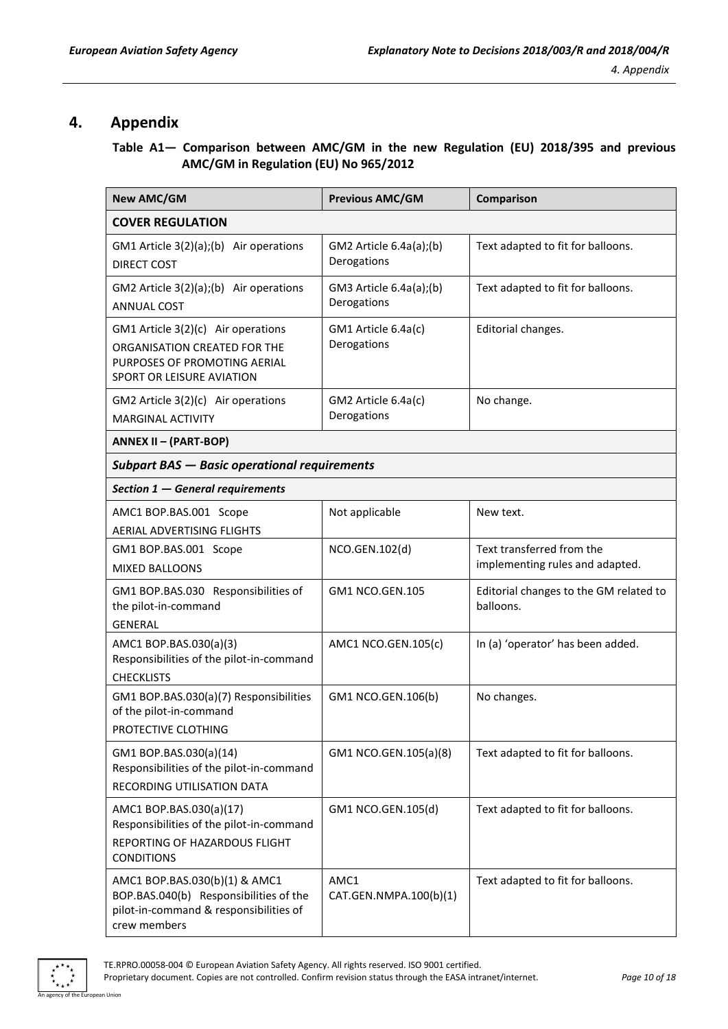## 4. Appendix

**Table A1— Comparison between AMC/GM in the new Regulation (EU) 2018/395 and previous AMC/GM in Regulation (EU) No 965/2012**

| New AMC/GM | Previous AMC/GM | Comparison |
|---|---|---|
| **COVER REGULATION** | | |
| GM1 Article 3(2)(a);(b) Air operations<br>DIRECT COST | GM2 Article 6.4a(a);(b) Derogations | Text adapted to fit for balloons. |
| GM2 Article 3(2)(a);(b) Air operations<br>ANNUAL COST | GM3 Article 6.4a(a);(b) Derogations | Text adapted to fit for balloons. |
| GM1 Article 3(2)(c) Air operations<br>ORGANISATION CREATED FOR THE PURPOSES OF PROMOTING AERIAL SPORT OR LEISURE AVIATION | GM1 Article 6.4a(c) Derogations | Editorial changes. |
| GM2 Article 3(2)(c) Air operations<br>MARGINAL ACTIVITY | GM2 Article 6.4a(c) Derogations | No change. |
| **ANNEX II – (PART-BOP)** | | |
| ***Subpart BAS — Basic operational requirements*** | | |
| ***Section 1 — General requirements*** | | |
| AMC1 BOP.BAS.001 Scope<br>AERIAL ADVERTISING FLIGHTS | Not applicable | New text. |
| GM1 BOP.BAS.001 Scope<br>MIXED BALLOONS | NCO.GEN.102(d) | Text transferred from the implementing rules and adapted. |
| GM1 BOP.BAS.030 Responsibilities of the pilot-in-command<br>GENERAL | GM1 NCO.GEN.105 | Editorial changes to the GM related to balloons. |
| AMC1 BOP.BAS.030(a)(3) Responsibilities of the pilot-in-command<br>CHECKLISTS | AMC1 NCO.GEN.105(c) | In (a) 'operator' has been added. |
| GM1 BOP.BAS.030(a)(7) Responsibilities of the pilot-in-command<br>PROTECTIVE CLOTHING | GM1 NCO.GEN.106(b) | No changes. |
| GM1 BOP.BAS.030(a)(14) Responsibilities of the pilot-in-command<br>RECORDING UTILISATION DATA | GM1 NCO.GEN.105(a)(8) | Text adapted to fit for balloons. |
| AMC1 BOP.BAS.030(a)(17) Responsibilities of the pilot-in-command<br>REPORTING OF HAZARDOUS FLIGHT CONDITIONS | GM1 NCO.GEN.105(d) | Text adapted to fit for balloons. |
| AMC1 BOP.BAS.030(b)(1) & AMC1 BOP.BAS.040(b) Responsibilities of the pilot-in-command & responsibilities of crew members | AMC1 CAT.GEN.NMPA.100(b)(1) | Text adapted to fit for balloons. |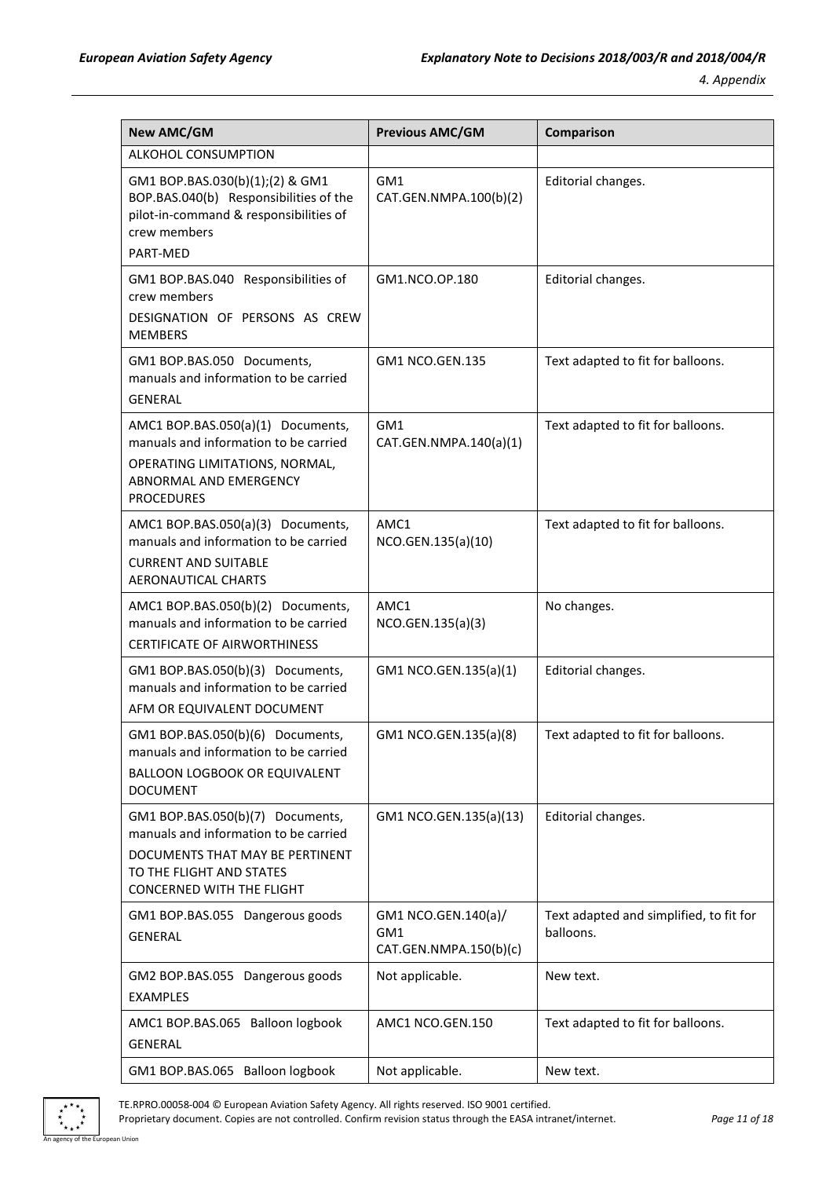| New AMC/GM | Previous AMC/GM | Comparison |
|---|---|---|
| ALCOHOL CONSUMPTION | | |
| GM1 BOP.BAS.030(b)(1);(2) & GM1 BOP.BAS.040(b) Responsibilities of the pilot-in-command & responsibilities of crew members<br>PART-MED | GM1 CAT.GEN.NMPA.100(b)(2) | Editorial changes. |
| GM1 BOP.BAS.040 Responsibilities of crew members<br>DESIGNATION OF PERSONS AS CREW MEMBERS | GM1.NCO.OP.180 | Editorial changes. |
| GM1 BOP.BAS.050 Documents, manuals and information to be carried<br>GENERAL | GM1 NCO.GEN.135 | Text adapted to fit for balloons. |
| AMC1 BOP.BAS.050(a)(1) Documents, manuals and information to be carried<br>OPERATING LIMITATIONS, NORMAL, ABNORMAL AND EMERGENCY PROCEDURES | GM1 CAT.GEN.NMPA.140(a)(1) | Text adapted to fit for balloons. |
| AMC1 BOP.BAS.050(a)(3) Documents, manuals and information to be carried<br>CURRENT AND SUITABLE AERONAUTICAL CHARTS | AMC1 NCO.GEN.135(a)(10) | Text adapted to fit for balloons. |
| AMC1 BOP.BAS.050(b)(2) Documents, manuals and information to be carried<br>CERTIFICATE OF AIRWORTHINESS | AMC1 NCO.GEN.135(a)(3) | No changes. |
| GM1 BOP.BAS.050(b)(3) Documents, manuals and information to be carried<br>AFM OR EQUIVALENT DOCUMENT | GM1 NCO.GEN.135(a)(1) | Editorial changes. |
| GM1 BOP.BAS.050(b)(6) Documents, manuals and information to be carried<br>BALLOON LOGBOOK OR EQUIVALENT DOCUMENT | GM1 NCO.GEN.135(a)(8) | Text adapted to fit for balloons. |
| GM1 BOP.BAS.050(b)(7) Documents, manuals and information to be carried<br>DOCUMENTS THAT MAY BE PERTINENT TO THE FLIGHT AND STATES CONCERNED WITH THE FLIGHT | GM1 NCO.GEN.135(a)(13) | Editorial changes. |
| GM1 BOP.BAS.055 Dangerous goods<br>GENERAL | GM1 NCO.GEN.140(a)/ GM1 CAT.GEN.NMPA.150(b)(c) | Text adapted and simplified, to fit for balloons. |
| GM2 BOP.BAS.055 Dangerous goods<br>EXAMPLES | Not applicable. | New text. |
| AMC1 BOP.BAS.065 Balloon logbook<br>GENERAL | AMC1 NCO.GEN.150 | Text adapted to fit for balloons. |
| GM1 BOP.BAS.065 Balloon logbook | Not applicable. | New text. |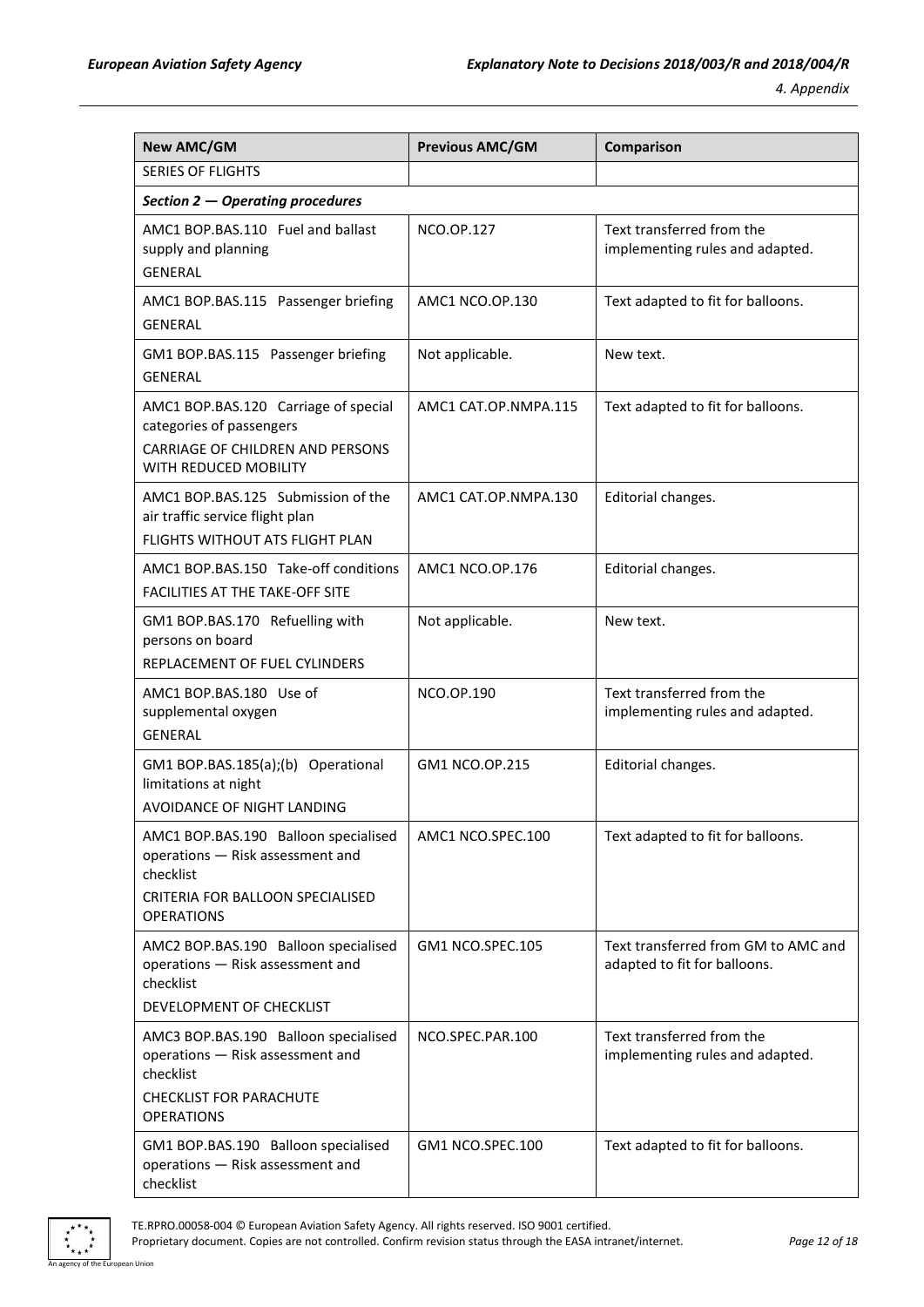| New AMC/GM | Previous AMC/GM | Comparison |
|---|---|---|
| SERIES OF FLIGHTS | | |
| ***Section 2 — Operating procedures*** | | |
| AMC1 BOP.BAS.110 Fuel and ballast supply and planning<br>GENERAL | NCO.OP.127 | Text transferred from the implementing rules and adapted. |
| AMC1 BOP.BAS.115 Passenger briefing<br>GENERAL | AMC1 NCO.OP.130 | Text adapted to fit for balloons. |
| GM1 BOP.BAS.115 Passenger briefing<br>GENERAL | Not applicable. | New text. |
| AMC1 BOP.BAS.120 Carriage of special categories of passengers<br>CARRIAGE OF CHILDREN AND PERSONS WITH REDUCED MOBILITY | AMC1 CAT.OP.NMPA.115 | Text adapted to fit for balloons. |
| AMC1 BOP.BAS.125 Submission of the air traffic service flight plan<br>FLIGHTS WITHOUT ATS FLIGHT PLAN | AMC1 CAT.OP.NMPA.130 | Editorial changes. |
| AMC1 BOP.BAS.150 Take-off conditions<br>FACILITIES AT THE TAKE-OFF SITE | AMC1 NCO.OP.176 | Editorial changes. |
| GM1 BOP.BAS.170 Refuelling with persons on board<br>REPLACEMENT OF FUEL CYLINDERS | Not applicable. | New text. |
| AMC1 BOP.BAS.180 Use of supplemental oxygen<br>GENERAL | NCO.OP.190 | Text transferred from the implementing rules and adapted. |
| GM1 BOP.BAS.185(a);(b) Operational limitations at night<br>AVOIDANCE OF NIGHT LANDING | GM1 NCO.OP.215 | Editorial changes. |
| AMC1 BOP.BAS.190 Balloon specialised operations — Risk assessment and checklist<br>CRITERIA FOR BALLOON SPECIALISED OPERATIONS | AMC1 NCO.SPEC.100 | Text adapted to fit for balloons. |
| AMC2 BOP.BAS.190 Balloon specialised operations — Risk assessment and checklist<br>DEVELOPMENT OF CHECKLIST | GM1 NCO.SPEC.105 | Text transferred from GM to AMC and adapted to fit for balloons. |
| AMC3 BOP.BAS.190 Balloon specialised operations — Risk assessment and checklist<br>CHECKLIST FOR PARACHUTE OPERATIONS | NCO.SPEC.PAR.100 | Text transferred from the implementing rules and adapted. |
| GM1 BOP.BAS.190 Balloon specialised operations — Risk assessment and checklist | GM1 NCO.SPEC.100 | Text adapted to fit for balloons. |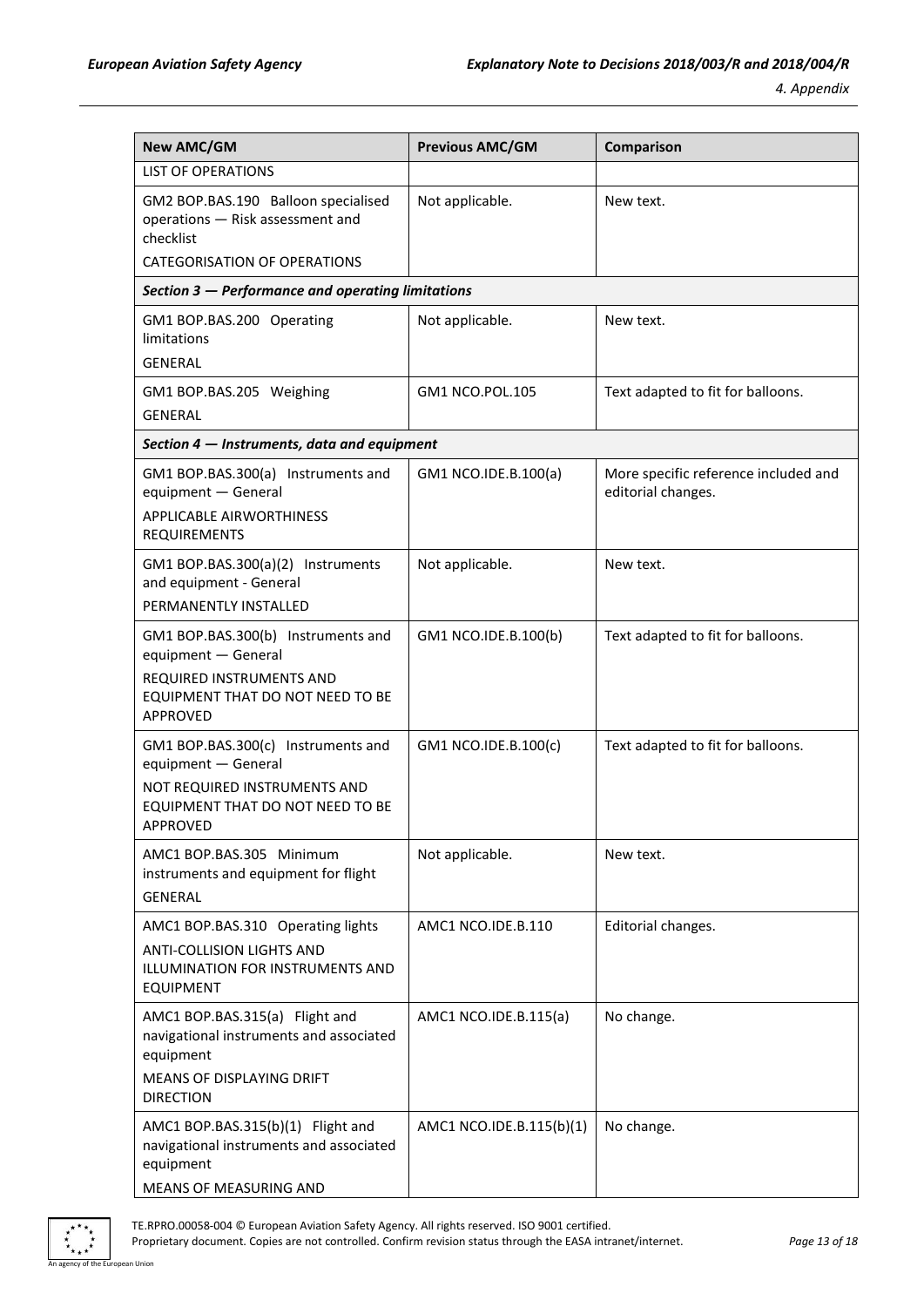| New AMC/GM | Previous AMC/GM | Comparison |
|---|---|---|
| LIST OF OPERATIONS | | |
| GM2 BOP.BAS.190 Balloon specialised operations — Risk assessment and checklist<br>CATEGORISATION OF OPERATIONS | Not applicable. | New text. |
| ***Section 3 — Performance and operating limitations*** | | |
| GM1 BOP.BAS.200 Operating limitations<br>GENERAL | Not applicable. | New text. |
| GM1 BOP.BAS.205 Weighing<br>GENERAL | GM1 NCO.POL.105 | Text adapted to fit for balloons. |
| ***Section 4 — Instruments, data and equipment*** | | |
| GM1 BOP.BAS.300(a) Instruments and equipment — General<br>APPLICABLE AIRWORTHINESS REQUIREMENTS | GM1 NCO.IDE.B.100(a) | More specific reference included and editorial changes. |
| GM1 BOP.BAS.300(a)(2) Instruments and equipment - General<br>PERMANENTLY INSTALLED | Not applicable. | New text. |
| GM1 BOP.BAS.300(b) Instruments and equipment — General<br>REQUIRED INSTRUMENTS AND EQUIPMENT THAT DO NOT NEED TO BE APPROVED | GM1 NCO.IDE.B.100(b) | Text adapted to fit for balloons. |
| GM1 BOP.BAS.300(c) Instruments and equipment — General<br>NOT REQUIRED INSTRUMENTS AND EQUIPMENT THAT DO NOT NEED TO BE APPROVED | GM1 NCO.IDE.B.100(c) | Text adapted to fit for balloons. |
| AMC1 BOP.BAS.305 Minimum instruments and equipment for flight<br>GENERAL | Not applicable. | New text. |
| AMC1 BOP.BAS.310 Operating lights<br>ANTI-COLLISION LIGHTS AND ILLUMINATION FOR INSTRUMENTS AND EQUIPMENT | AMC1 NCO.IDE.B.110 | Editorial changes. |
| AMC1 BOP.BAS.315(a) Flight and navigational instruments and associated equipment<br>MEANS OF DISPLAYING DRIFT DIRECTION | AMC1 NCO.IDE.B.115(a) | No change. |
| AMC1 BOP.BAS.315(b)(1) Flight and navigational instruments and associated equipment<br>MEANS OF MEASURING AND | AMC1 NCO.IDE.B.115(b)(1) | No change. |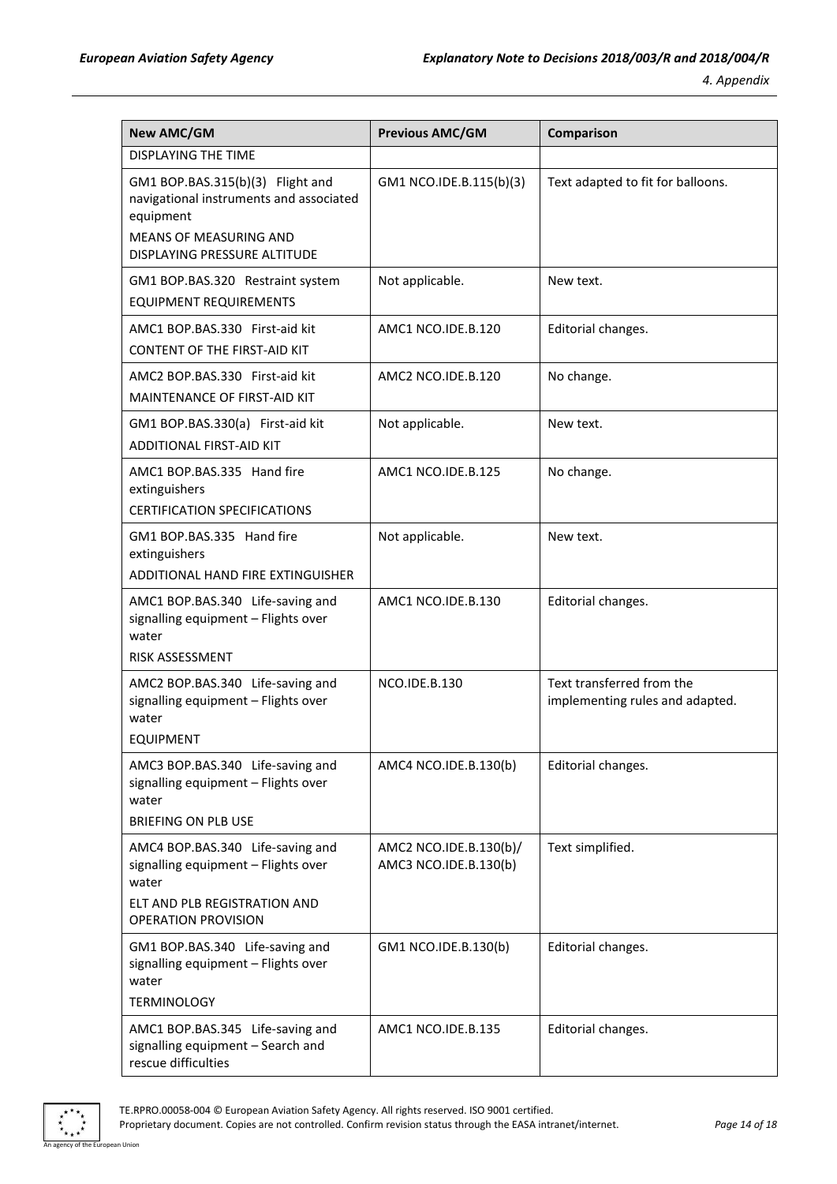| New AMC/GM | Previous AMC/GM | Comparison |
|---|---|---|
| DISPLAYING THE TIME | | |
| GM1 BOP.BAS.315(b)(3) Flight and navigational instruments and associated equipment<br>MEANS OF MEASURING AND DISPLAYING PRESSURE ALTITUDE | GM1 NCO.IDE.B.115(b)(3) | Text adapted to fit for balloons. |
| GM1 BOP.BAS.320 Restraint system<br>EQUIPMENT REQUIREMENTS | Not applicable. | New text. |
| AMC1 BOP.BAS.330 First-aid kit<br>CONTENT OF THE FIRST-AID KIT | AMC1 NCO.IDE.B.120 | Editorial changes. |
| AMC2 BOP.BAS.330 First-aid kit<br>MAINTENANCE OF FIRST-AID KIT | AMC2 NCO.IDE.B.120 | No change. |
| GM1 BOP.BAS.330(a) First-aid kit<br>ADDITIONAL FIRST-AID KIT | Not applicable. | New text. |
| AMC1 BOP.BAS.335 Hand fire extinguishers<br>CERTIFICATION SPECIFICATIONS | AMC1 NCO.IDE.B.125 | No change. |
| GM1 BOP.BAS.335 Hand fire extinguishers<br>ADDITIONAL HAND FIRE EXTINGUISHER | Not applicable. | New text. |
| AMC1 BOP.BAS.340 Life-saving and signalling equipment – Flights over water<br>RISK ASSESSMENT | AMC1 NCO.IDE.B.130 | Editorial changes. |
| AMC2 BOP.BAS.340 Life-saving and signalling equipment – Flights over water<br>EQUIPMENT | NCO.IDE.B.130 | Text transferred from the implementing rules and adapted. |
| AMC3 BOP.BAS.340 Life-saving and signalling equipment – Flights over water<br>BRIEFING ON PLB USE | AMC4 NCO.IDE.B.130(b) | Editorial changes. |
| AMC4 BOP.BAS.340 Life-saving and signalling equipment – Flights over water<br>ELT AND PLB REGISTRATION AND OPERATION PROVISION | AMC2 NCO.IDE.B.130(b)/ AMC3 NCO.IDE.B.130(b) | Text simplified. |
| GM1 BOP.BAS.340 Life-saving and signalling equipment – Flights over water<br>TERMINOLOGY | GM1 NCO.IDE.B.130(b) | Editorial changes. |
| AMC1 BOP.BAS.345 Life-saving and signalling equipment – Search and rescue difficulties | AMC1 NCO.IDE.B.135 | Editorial changes. |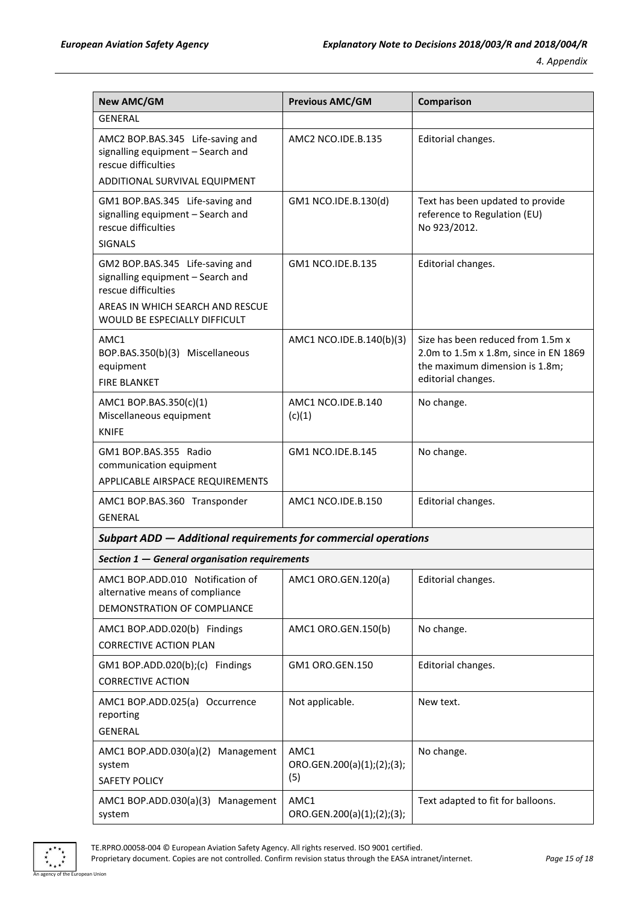| New AMC/GM | Previous AMC/GM | Comparison |
|---|---|---|
| GENERAL | | |
| AMC2 BOP.BAS.345 Life-saving and signalling equipment – Search and rescue difficulties<br>ADDITIONAL SURVIVAL EQUIPMENT | AMC2 NCO.IDE.B.135 | Editorial changes. |
| GM1 BOP.BAS.345 Life-saving and signalling equipment – Search and rescue difficulties<br>SIGNALS | GM1 NCO.IDE.B.130(d) | Text has been updated to provide reference to Regulation (EU) No 923/2012. |
| GM2 BOP.BAS.345 Life-saving and signalling equipment – Search and rescue difficulties<br>AREAS IN WHICH SEARCH AND RESCUE WOULD BE ESPECIALLY DIFFICULT | GM1 NCO.IDE.B.135 | Editorial changes. |
| AMC1 BOP.BAS.350(b)(3) Miscellaneous equipment<br>FIRE BLANKET | AMC1 NCO.IDE.B.140(b)(3) | Size has been reduced from 1.5m x 2.0m to 1.5m x 1.8m, since in EN 1869 the maximum dimension is 1.8m; editorial changes. |
| AMC1 BOP.BAS.350(c)(1) Miscellaneous equipment<br>KNIFE | AMC1 NCO.IDE.B.140 (c)(1) | No change. |
| GM1 BOP.BAS.355 Radio communication equipment<br>APPLICABLE AIRSPACE REQUIREMENTS | GM1 NCO.IDE.B.145 | No change. |
| AMC1 BOP.BAS.360 Transponder<br>GENERAL | AMC1 NCO.IDE.B.150 | Editorial changes. |
| ***Subpart ADD — Additional requirements for commercial operations*** | | |
| ***Section 1 — General organisation requirements*** | | |
| AMC1 BOP.ADD.010 Notification of alternative means of compliance<br>DEMONSTRATION OF COMPLIANCE | AMC1 ORO.GEN.120(a) | Editorial changes. |
| AMC1 BOP.ADD.020(b) Findings<br>CORRECTIVE ACTION PLAN | AMC1 ORO.GEN.150(b) | No change. |
| GM1 BOP.ADD.020(b);(c) Findings<br>CORRECTIVE ACTION | GM1 ORO.GEN.150 | Editorial changes. |
| AMC1 BOP.ADD.025(a) Occurrence reporting<br>GENERAL | Not applicable. | New text. |
| AMC1 BOP.ADD.030(a)(2) Management system<br>SAFETY POLICY | AMC1 ORO.GEN.200(a)(1);(2);(3);(5) | No change. |
| AMC1 BOP.ADD.030(a)(3) Management system | AMC1 ORO.GEN.200(a)(1);(2);(3); | Text adapted to fit for balloons. |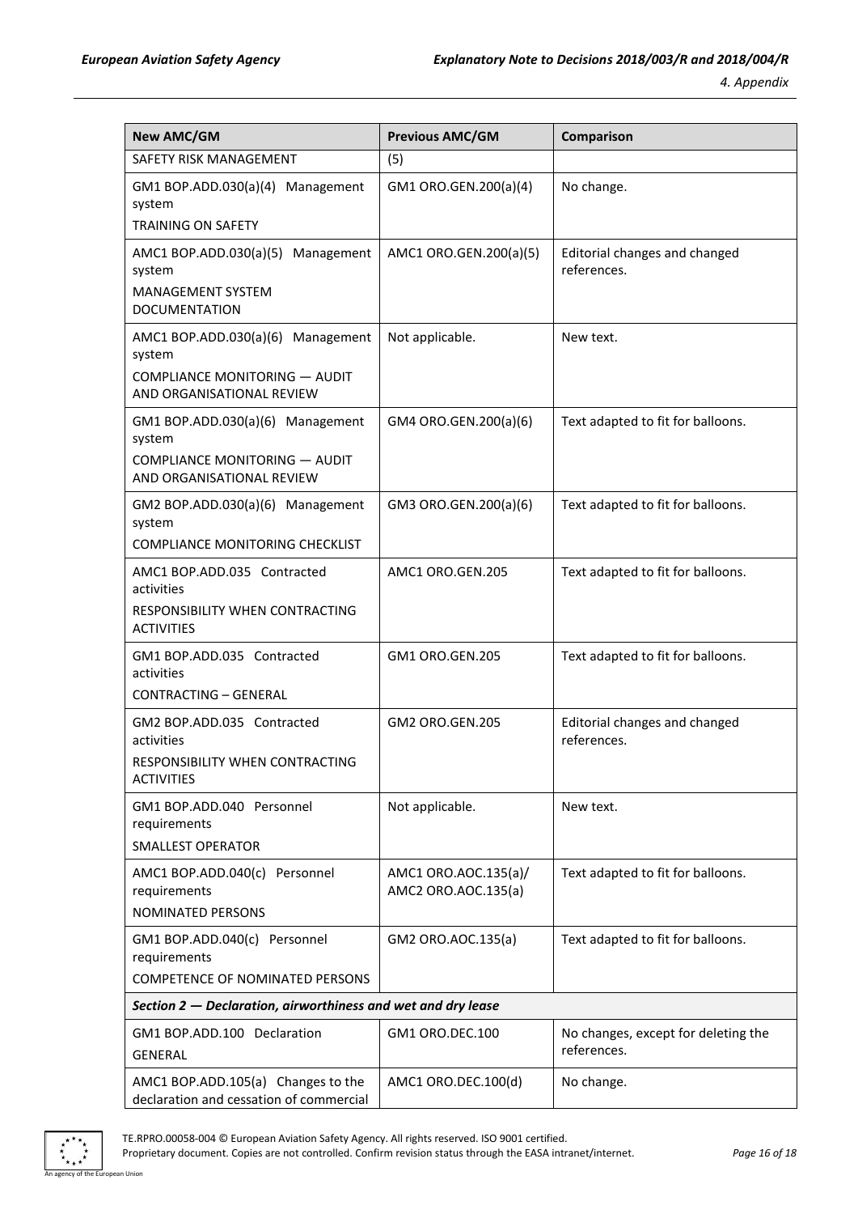| New AMC/GM | Previous AMC/GM | Comparison |
|---|---|---|
| SAFETY RISK MANAGEMENT | (5) | |
| GM1 BOP.ADD.030(a)(4) Management system<br>TRAINING ON SAFETY | GM1 ORO.GEN.200(a)(4) | No change. |
| AMC1 BOP.ADD.030(a)(5) Management system<br>MANAGEMENT SYSTEM DOCUMENTATION | AMC1 ORO.GEN.200(a)(5) | Editorial changes and changed references. |
| AMC1 BOP.ADD.030(a)(6) Management system<br>COMPLIANCE MONITORING — AUDIT AND ORGANISATIONAL REVIEW | Not applicable. | New text. |
| GM1 BOP.ADD.030(a)(6) Management system<br>COMPLIANCE MONITORING — AUDIT AND ORGANISATIONAL REVIEW | GM4 ORO.GEN.200(a)(6) | Text adapted to fit for balloons. |
| GM2 BOP.ADD.030(a)(6) Management system<br>COMPLIANCE MONITORING CHECKLIST | GM3 ORO.GEN.200(a)(6) | Text adapted to fit for balloons. |
| AMC1 BOP.ADD.035 Contracted activities<br>RESPONSIBILITY WHEN CONTRACTING ACTIVITIES | AMC1 ORO.GEN.205 | Text adapted to fit for balloons. |
| GM1 BOP.ADD.035 Contracted activities<br>CONTRACTING – GENERAL | GM1 ORO.GEN.205 | Text adapted to fit for balloons. |
| GM2 BOP.ADD.035 Contracted activities<br>RESPONSIBILITY WHEN CONTRACTING ACTIVITIES | GM2 ORO.GEN.205 | Editorial changes and changed references. |
| GM1 BOP.ADD.040 Personnel requirements<br>SMALLEST OPERATOR | Not applicable. | New text. |
| AMC1 BOP.ADD.040(c) Personnel requirements<br>NOMINATED PERSONS | AMC1 ORO.AOC.135(a)/ AMC2 ORO.AOC.135(a) | Text adapted to fit for balloons. |
| GM1 BOP.ADD.040(c) Personnel requirements<br>COMPETENCE OF NOMINATED PERSONS | GM2 ORO.AOC.135(a) | Text adapted to fit for balloons. |
| *Section 2 — Declaration, airworthiness and wet and dry lease* | | |
| GM1 BOP.ADD.100 Declaration<br>GENERAL | GM1 ORO.DEC.100 | No changes, except for deleting the references. |
| AMC1 BOP.ADD.105(a) Changes to the declaration and cessation of commercial | AMC1 ORO.DEC.100(d) | No change. |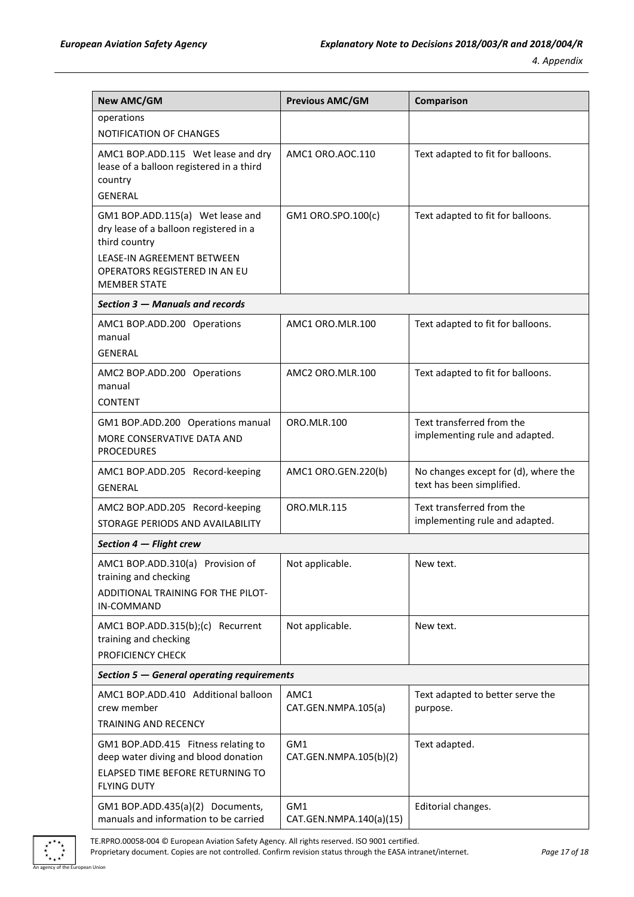| New AMC/GM | Previous AMC/GM | Comparison |
|---|---|---|
| operations<br>NOTIFICATION OF CHANGES | | |
| AMC1 BOP.ADD.115 Wet lease and dry lease of a balloon registered in a third country<br>GENERAL | AMC1 ORO.AOC.110 | Text adapted to fit for balloons. |
| GM1 BOP.ADD.115(a) Wet lease and dry lease of a balloon registered in a third country<br>LEASE-IN AGREEMENT BETWEEN OPERATORS REGISTERED IN AN EU MEMBER STATE | GM1 ORO.SPO.100(c) | Text adapted to fit for balloons. |
| ***Section 3 — Manuals and records*** | | |
| AMC1 BOP.ADD.200 Operations manual<br>GENERAL | AMC1 ORO.MLR.100 | Text adapted to fit for balloons. |
| AMC2 BOP.ADD.200 Operations manual<br>CONTENT | AMC2 ORO.MLR.100 | Text adapted to fit for balloons. |
| GM1 BOP.ADD.200 Operations manual<br>MORE CONSERVATIVE DATA AND PROCEDURES | ORO.MLR.100 | Text transferred from the implementing rule and adapted. |
| AMC1 BOP.ADD.205 Record-keeping<br>GENERAL | AMC1 ORO.GEN.220(b) | No changes except for (d), where the text has been simplified. |
| AMC2 BOP.ADD.205 Record-keeping<br>STORAGE PERIODS AND AVAILABILITY | ORO.MLR.115 | Text transferred from the implementing rule and adapted. |
| ***Section 4 — Flight crew*** | | |
| AMC1 BOP.ADD.310(a) Provision of training and checking<br>ADDITIONAL TRAINING FOR THE PILOT-IN-COMMAND | Not applicable. | New text. |
| AMC1 BOP.ADD.315(b);(c) Recurrent training and checking<br>PROFICIENCY CHECK | Not applicable. | New text. |
| ***Section 5 — General operating requirements*** | | |
| AMC1 BOP.ADD.410 Additional balloon crew member<br>TRAINING AND RECENCY | AMC1 CAT.GEN.NMPA.105(a) | Text adapted to better serve the purpose. |
| GM1 BOP.ADD.415 Fitness relating to deep water diving and blood donation<br>ELAPSED TIME BEFORE RETURNING TO FLYING DUTY | GM1 CAT.GEN.NMPA.105(b)(2) | Text adapted. |
| GM1 BOP.ADD.435(a)(2) Documents, manuals and information to be carried | GM1 CAT.GEN.NMPA.140(a)(15) | Editorial changes. |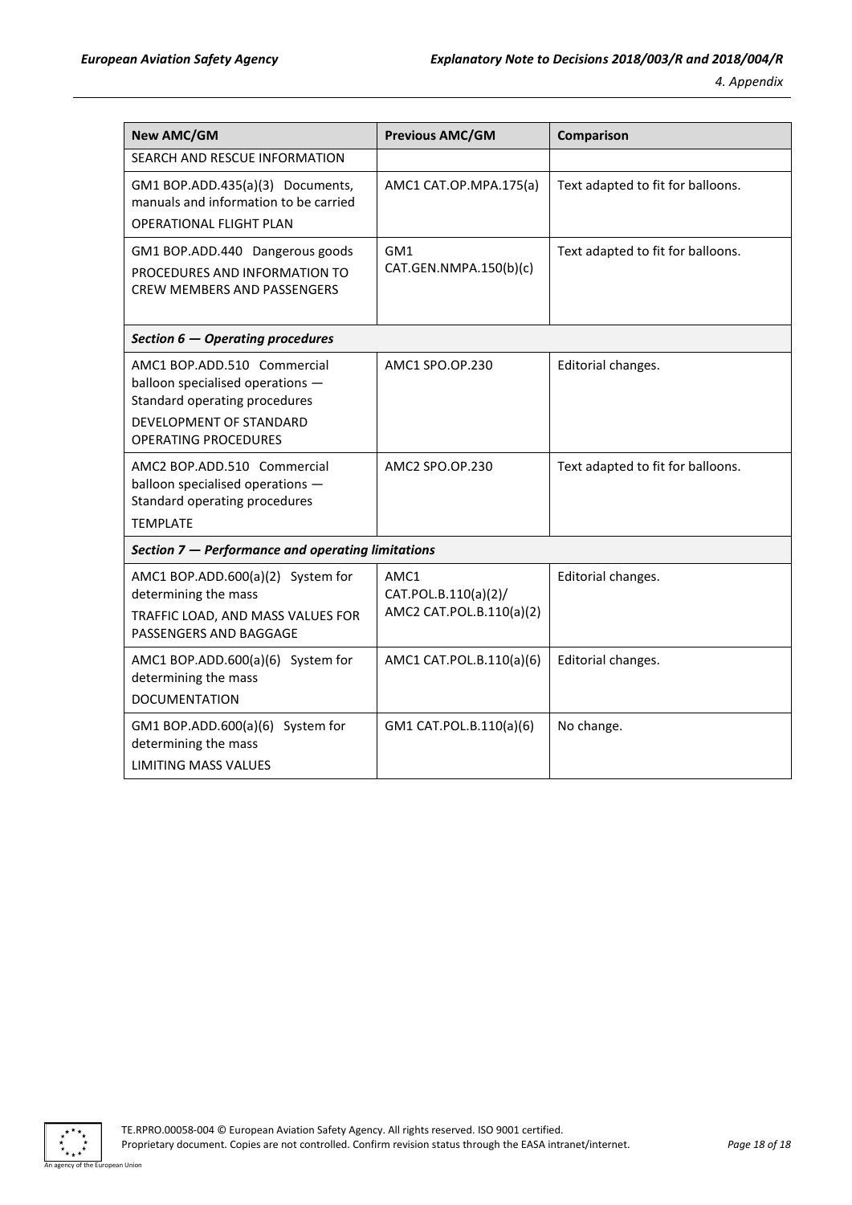| New AMC/GM | Previous AMC/GM | Comparison |
|---|---|---|
| SEARCH AND RESCUE INFORMATION | | |
| GM1 BOP.ADD.435(a)(3) Documents, manuals and information to be carried<br>OPERATIONAL FLIGHT PLAN | AMC1 CAT.OP.MPA.175(a) | Text adapted to fit for balloons. |
| GM1 BOP.ADD.440 Dangerous goods<br>PROCEDURES AND INFORMATION TO CREW MEMBERS AND PASSENGERS | GM1 CAT.GEN.NMPA.150(b)(c) | Text adapted to fit for balloons. |
| ***Section 6 — Operating procedures*** | | |
| AMC1 BOP.ADD.510 Commercial balloon specialised operations — Standard operating procedures<br>DEVELOPMENT OF STANDARD OPERATING PROCEDURES | AMC1 SPO.OP.230 | Editorial changes. |
| AMC2 BOP.ADD.510 Commercial balloon specialised operations — Standard operating procedures<br>TEMPLATE | AMC2 SPO.OP.230 | Text adapted to fit for balloons. |
| ***Section 7 — Performance and operating limitations*** | | |
| AMC1 BOP.ADD.600(a)(2) System for determining the mass<br>TRAFFIC LOAD, AND MASS VALUES FOR PASSENGERS AND BAGGAGE | AMC1 CAT.POL.B.110(a)(2)/ AMC2 CAT.POL.B.110(a)(2) | Editorial changes. |
| AMC1 BOP.ADD.600(a)(6) System for determining the mass<br>DOCUMENTATION | AMC1 CAT.POL.B.110(a)(6) | Editorial changes. |
| GM1 BOP.ADD.600(a)(6) System for determining the mass<br>LIMITING MASS VALUES | GM1 CAT.POL.B.110(a)(6) | No change. |